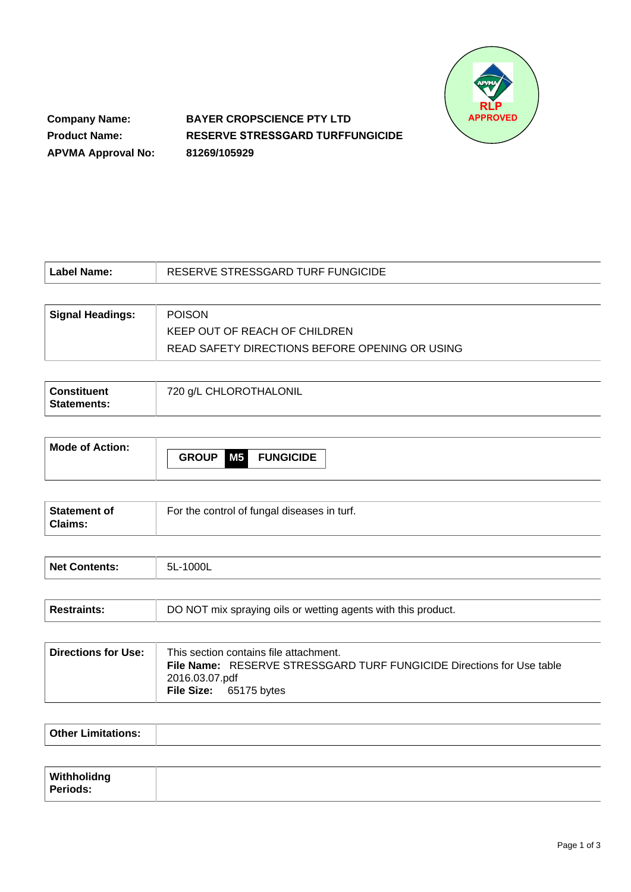RLP APPROVED

**Company Name:** **BAYER CROPSCIENCE PTY LTD**
**Product Name:** **RESERVE STRESSGARD TURFFUNGICIDE**
**APVMA Approval No:** **81269/105929**

| **Label Name:** | RESERVE STRESSGARD TURF FUNGICIDE |
|---|---|

| **Signal Headings:** | POISON<br>KEEP OUT OF REACH OF CHILDREN<br>READ SAFETY DIRECTIONS BEFORE OPENING OR USING |
|---|---|

| **Constituent Statements:** | 720 g/L CHLOROTHALONIL |
|---|---|

| **Mode of Action:** | **GROUP M5 FUNGICIDE** |
|---|---|

| **Statement of Claims:** | For the control of fungal diseases in turf. |
|---|---|

| **Net Contents:** | 5L-1000L |
|---|---|

| **Restraints:** | DO NOT mix spraying oils or wetting agents with this product. |
|---|---|

| **Directions for Use:** | This section contains file attachment.<br>**File Name:** RESERVE STRESSGARD TURF FUNGICIDE Directions for Use table 2016.03.07.pdf<br>**File Size:** 65175 bytes |
|---|---|

| **Other Limitations:** | |
|---|---|

| **Withholidng Periods:** | |
|---|---|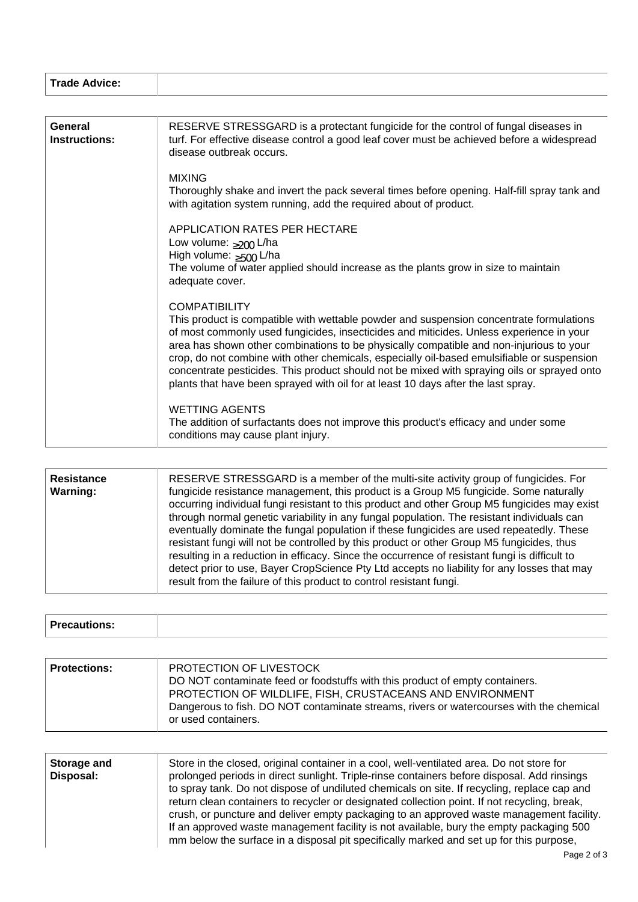| **Trade Advice:** | |
|---|---|

| **General Instructions:** | RESERVE STRESSGARD is a protectant fungicide for the control of fungal diseases in turf. For effective disease control a good leaf cover must be achieved before a widespread disease outbreak occurs.<br><br>MIXING<br>Thoroughly shake and invert the pack several times before opening. Half-fill spray tank and with agitation system running, add the required about of product.<br><br>APPLICATION RATES PER HECTARE<br>Low volume: ≥200 L/ha<br>High volume: ≥500 L/ha<br>The volume of water applied should increase as the plants grow in size to maintain adequate cover.<br><br>COMPATIBILITY<br>This product is compatible with wettable powder and suspension concentrate formulations of most commonly used fungicides, insecticides and miticides. Unless experience in your area has shown other combinations to be physically compatible and non-injurious to your crop, do not combine with other chemicals, especially oil-based emulsifiable or suspension concentrate pesticides. This product should not be mixed with spraying oils or sprayed onto plants that have been sprayed with oil for at least 10 days after the last spray.<br><br>WETTING AGENTS<br>The addition of surfactants does not improve this product's efficacy and under some conditions may cause plant injury. |
|---|---|

| **Resistance Warning:** | RESERVE STRESSGARD is a member of the multi-site activity group of fungicides. For fungicide resistance management, this product is a Group M5 fungicide. Some naturally occurring individual fungi resistant to this product and other Group M5 fungicides may exist through normal genetic variability in any fungal population. The resistant individuals can eventually dominate the fungal population if these fungicides are used repeatedly. These resistant fungi will not be controlled by this product or other Group M5 fungicides, thus resulting in a reduction in efficacy. Since the occurrence of resistant fungi is difficult to detect prior to use, Bayer CropScience Pty Ltd accepts no liability for any losses that may result from the failure of this product to control resistant fungi. |
|---|---|

| **Precautions:** | |
|---|---|

| **Protections:** | PROTECTION OF LIVESTOCK<br>DO NOT contaminate feed or foodstuffs with this product of empty containers.<br>PROTECTION OF WILDLIFE, FISH, CRUSTACEANS AND ENVIRONMENT<br>Dangerous to fish. DO NOT contaminate streams, rivers or watercourses with the chemical or used containers. |
|---|---|

| **Storage and Disposal:** | Store in the closed, original container in a cool, well-ventilated area. Do not store for prolonged periods in direct sunlight. Triple-rinse containers before disposal. Add rinsings to spray tank. Do not dispose of undiluted chemicals on site. If recycling, replace cap and return clean containers to recycler or designated collection point. If not recycling, break, crush, or puncture and deliver empty packaging to an approved waste management facility. If an approved waste management facility is not available, bury the empty packaging 500 mm below the surface in a disposal pit specifically marked and set up for this purpose, |
|---|---|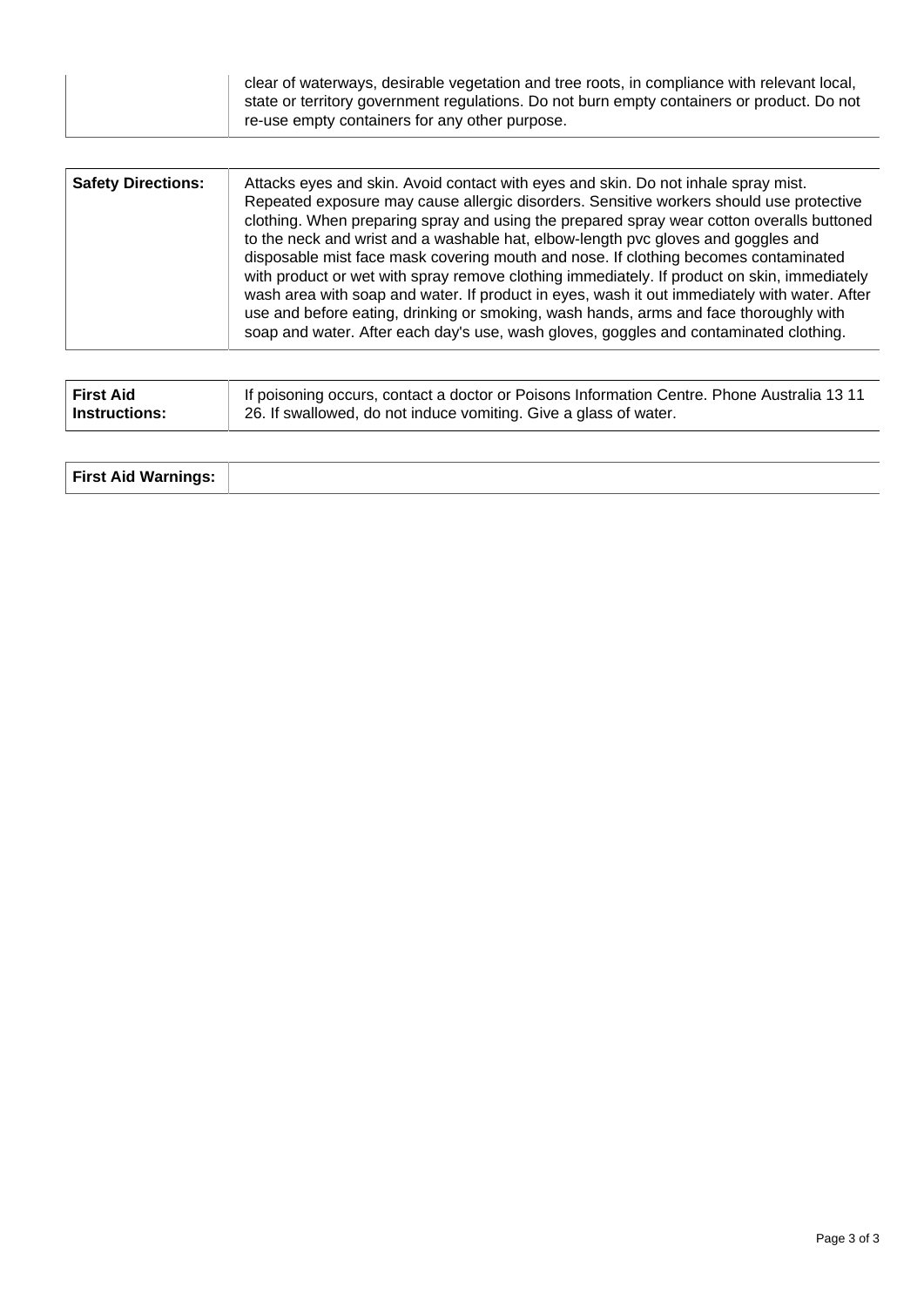| | |
|---|---|
| | clear of waterways, desirable vegetation and tree roots, in compliance with relevant local, state or territory government regulations. Do not burn empty containers or product. Do not re-use empty containers for any other purpose. |

| | |
|---|---|
| **Safety Directions:** | Attacks eyes and skin. Avoid contact with eyes and skin. Do not inhale spray mist. Repeated exposure may cause allergic disorders. Sensitive workers should use protective clothing. When preparing spray and using the prepared spray wear cotton overalls buttoned to the neck and wrist and a washable hat, elbow-length pvc gloves and goggles and disposable mist face mask covering mouth and nose. If clothing becomes contaminated with product or wet with spray remove clothing immediately. If product on skin, immediately wash area with soap and water. If product in eyes, wash it out immediately with water. After use and before eating, drinking or smoking, wash hands, arms and face thoroughly with soap and water. After each day's use, wash gloves, goggles and contaminated clothing. |

| | |
|---|---|
| **First Aid Instructions:** | If poisoning occurs, contact a doctor or Poisons Information Centre. Phone Australia 13 11 26. If swallowed, do not induce vomiting. Give a glass of water. |

| | |
|---|---|
| **First Aid Warnings:** | |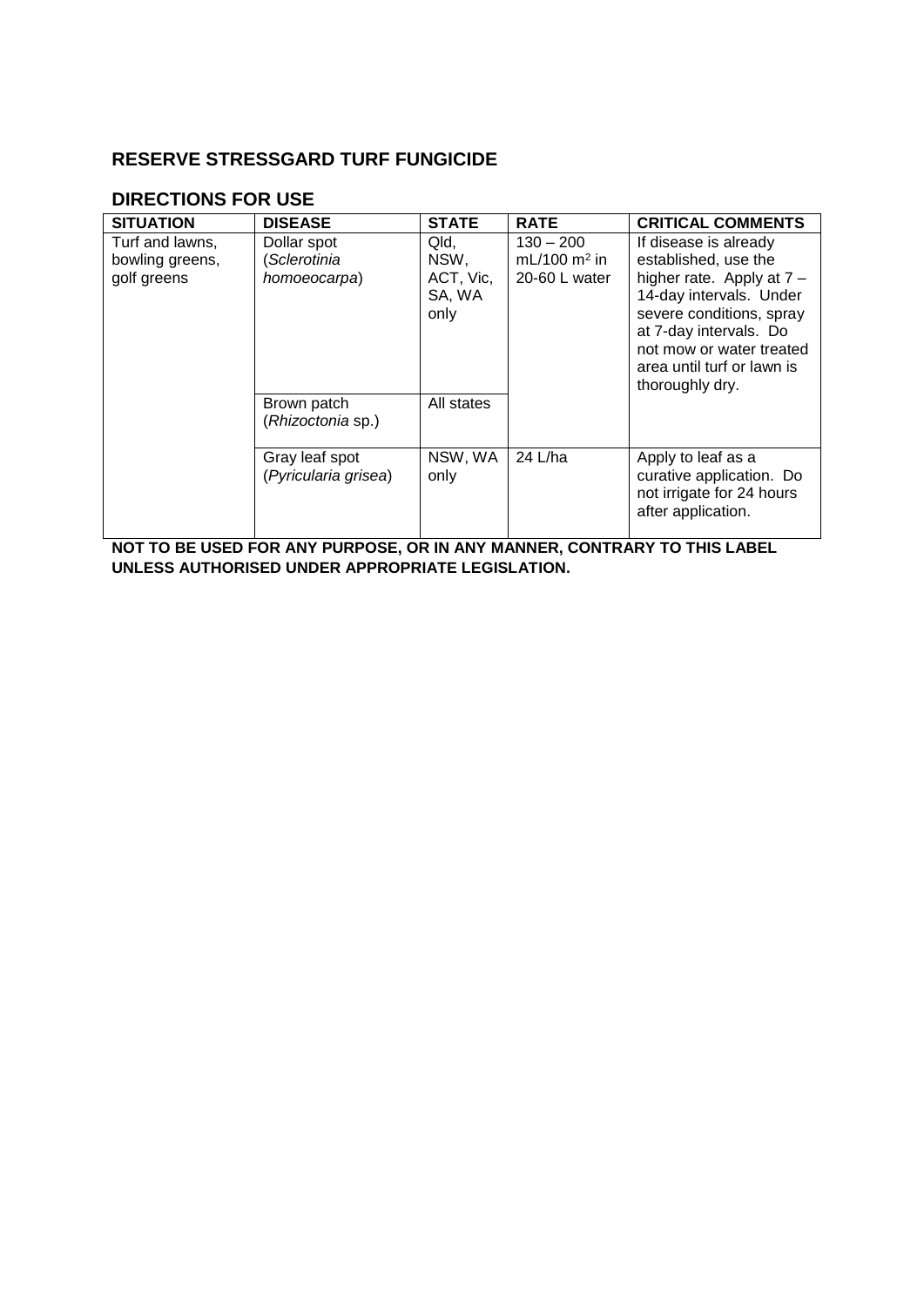## RESERVE STRESSGARD TURF FUNGICIDE

### DIRECTIONS FOR USE

| SITUATION | DISEASE | STATE | RATE | CRITICAL COMMENTS |
|---|---|---|---|---|
| Turf and lawns, bowling greens, golf greens | Dollar spot (*Sclerotinia homoeocarpa*) | Qld, NSW, ACT, Vic, SA, WA only | 130 – 200 mL/100 $m^2$ in 20-60 L water | If disease is already established, use the higher rate. Apply at 7 – 14-day intervals. Under severe conditions, spray at 7-day intervals. Do not mow or water treated area until turf or lawn is thoroughly dry. |
| | Brown patch (*Rhizoctonia* sp.) | All states | | |
| | Gray leaf spot (*Pyricularia grisea*) | NSW, WA only | 24 L/ha | Apply to leaf as a curative application. Do not irrigate for 24 hours after application. |

**NOT TO BE USED FOR ANY PURPOSE, OR IN ANY MANNER, CONTRARY TO THIS LABEL UNLESS AUTHORISED UNDER APPROPRIATE LEGISLATION.**